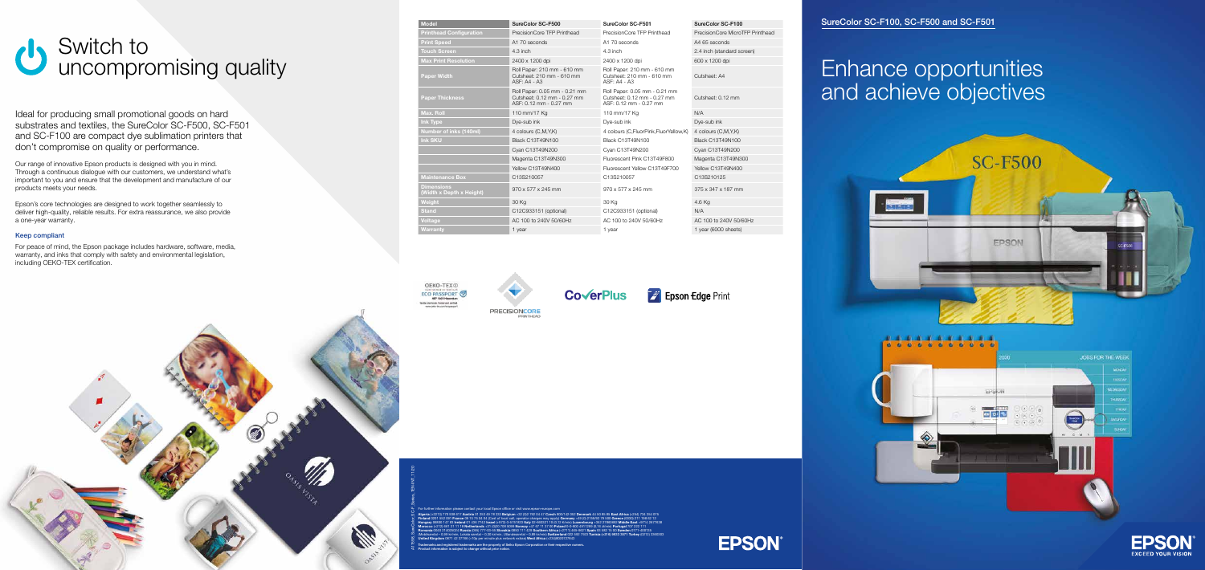# Switch to uncompromising quality

Ideal for producing small promotional goods on hard substrates and textiles, the SureColor SC-F500, SC-F501 and SC-F100 are compact dye sublimation printers that don't compromise on quality or performance.

Our range of innovative Epson products is designed with you in mind. Through a continuous dialogue with our customers, we understand what's important to you and ensure that the development and manufacture of our products meets your needs.

Epson's core technologies are designed to work together seamlessly to deliver high-quality, reliable results. For extra reassurance, we also provide a one-year warranty.

### Keep compliant

For peace of mind, the Epson package includes hardware, software, media, warranty, and inks that comply with safety and environmental legislation, including OEKO-TEX certification.

| Model | SureColor SC-F500 | SureColor SC-F501 | SureColor SC-F100 |
|---|---|---|---|
| Printhead Configuration | PrecisionCore TFP Printhead | PrecisionCore TFP Printhead | PrecisionCore MicroTFP Printhead |
| Print Speed | A1 70 seconds | A1 70 seconds | A4 65 seconds |
| Touch Screen | 4.3 inch | 4.3 inch | 2.4 inch (standard screen) |
| Max Print Resolution | 2400 x 1200 dpi | 2400 x 1200 dpi | 600 x 1200 dpi |
| Paper Width | Roll Paper: 210 mm - 610 mm Cutsheet: 210 mm - 610 mm ASF: A4 - A3 | Roll Paper: 210 mm - 610 mm Cutsheet: 210 mm - 610 mm ASF: A4 - A3 | Cutsheet: A4 |
| Paper Thickness | Roll Paper: 0.05 mm - 0.21 mm Cutsheet: 0.12 mm - 0.27 mm ASF: 0.12 mm - 0.27 mm | Roll Paper: 0.05 mm - 0.21 mm Cutsheet: 0.12 mm - 0.27 mm ASF: 0.12 mm - 0.27 mm | Cutsheet: 0.12 mm |
| Max. Roll | 110 mm/17 Kg | 110 mm/17 Kg | N/A |
| Ink Type | Dye-sub ink | Dye-sub ink | Dye-sub ink |
| Number of inks (140ml) | 4 colours (C,M,Y,K) | 4 colours (C,FluorPink,FluorYellow,K) | 4 colours (C,M,Y,K) |
| Ink SKU | Black C13T49N100 | Black C13T49N100 | Black C13T49N100 |
| | Cyan C13T49N200 | Cyan C13T49N200 | Cyan C13T49N200 |
| | Magenta C13T49N300 | Fluorescent Pink C13T49F800 | Magenta C13T49N300 |
| | Yellow C13T49N400 | Fluorescent Yellow C13T49F700 | Yellow C13T49N400 |
| Maintenance Box | C13S210057 | C13S210057 | C13S210125 |
| Dimensions (Width x Depth x Height) | 970 x 577 x 245 mm | 970 x 577 x 245 mm | 375 x 347 x 187 mm |
| Weight | 30 Kg | 30 Kg | 4.6 Kg |
| Stand | C12C933151 (optional) | C12C933151 (optional) | N/A |
| Voltage | AC 100 to 240V 50/60Hz | AC 100 to 240V 50/60Hz | AC 100 to 240V 50/60Hz |
| Warranty | 1 year | 1 year | 1 year (6000 sheets) |

OEKO-TEX® ECO PASSPORT

PRECISIONCORE PRINTHEAD

CoverPlus

Epson Edge Print

For further information please contact your local Epson office or visit www.epson-europe.com

Trademarks and registered trademarks are the property of Seiko Epson Corporation or their respective owners. Product information is subject to change without prior notice.

EPSON

SureColor SC-F100, SC-F500 and SC-F501

# Enhance opportunities and achieve objectives

EPSON EXCEED YOUR VISION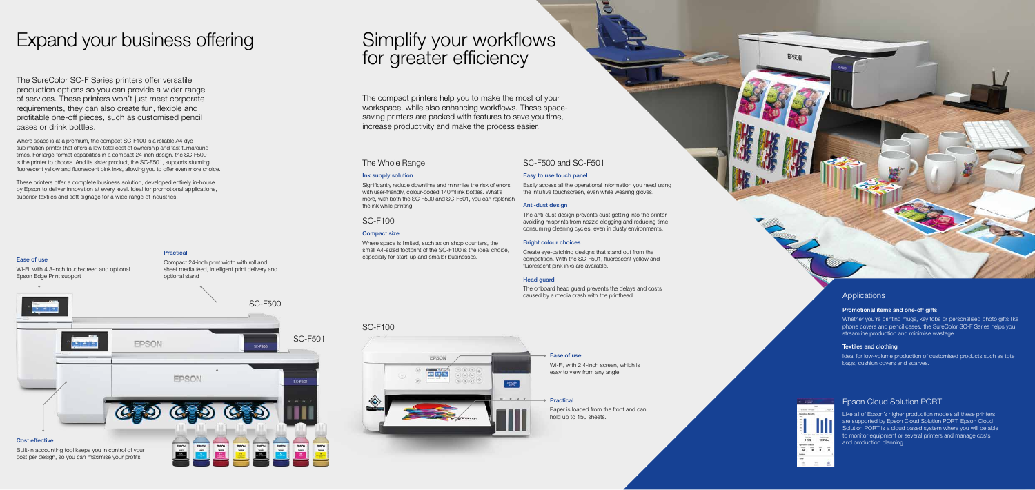# Expand your business offering

The SureColor SC-F Series printers offer versatile production options so you can provide a wider range of services. These printers won't just meet corporate requirements, they can also create fun, flexible and profitable one-off pieces, such as customised pencil cases or drink bottles.

Where space is at a premium, the compact SC-F100 is a reliable A4 dye sublimation printer that offers a low total cost of ownership and fast turnaround times. For large-format capabilities in a compact 24-inch design, the SC-F500 is the printer to choose. And its sister product, the SC-F501, supports stunning fluorescent yellow and fluorescent pink inks, allowing you to offer even more choice.

These printers offer a complete business solution, developed entirely in-house by Epson to deliver innovation at every level. Ideal for promotional applications, superior textiles and soft signage for a wide range of industries.

**Ease of use**

Wi-Fi, with 4.3-inch touchscreen and optional Epson Edge Print support

**Practical**

Compact 24-inch print width with roll and sheet media feed, intelligent print delivery and optional stand

SC-F500

SC-F501

**Cost effective**

Built-in accounting tool keeps you in control of your cost per design, so you can maximise your profits

# Simplify your workflows for greater efficiency

The compact printers help you to make the most of your workspace, while also enhancing workflows. These space-saving printers are packed with features to save you time, increase productivity and make the process easier.

## The Whole Range

**Ink supply solution**

Significantly reduce downtime and minimise the risk of errors with user-friendly, colour-coded 140ml ink bottles. What's more, with both the SC-F500 and SC-F501, you can replenish the ink while printing.

## SC-F100

**Compact size**

Where space is limited, such as on shop counters, the small A4-sized footprint of the SC-F100 is the ideal choice, especially for start-up and smaller businesses.

## SC-F500 and SC-F501

**Easy to use touch panel**

Easily access all the operational information you need using the intuitive touchscreen, even while wearing gloves.

**Anti-dust design**

The anti-dust design prevents dust getting into the printer, avoiding misprints from nozzle clogging and reducing time-consuming cleaning cycles, even in dusty environments.

**Bright colour choices**

Create eye-catching designs that stand out from the competition. With the SC-F501, fluorescent yellow and fluorescent pink inks are available.

**Head guard**

The onboard head guard prevents the delays and costs caused by a media crash with the printhead.

SC-F100

**Ease of use**

Wi-Fi, with 2.4-inch screen, which is easy to view from any angle

**Practical**

Paper is loaded from the front and can hold up to 150 sheets.

## Applications

**Promotional items and one-off gifts**

Whether you're printing mugs, key fobs or personalised photo gifts like phone covers and pencil cases, the SureColor SC-F Series helps you streamline production and minimise wastage.

**Textiles and clothing**

Ideal for low-volume production of customised products such as tote bags, cushion covers and scarves.

## Epson Cloud Solution PORT

Like all of Epson's higher production models all these printers are supported by Epson Cloud Solution PORT. Epson Cloud Solution PORT is a cloud based system where you will be able to monitor equipment or several printers and manage costs and production planning.